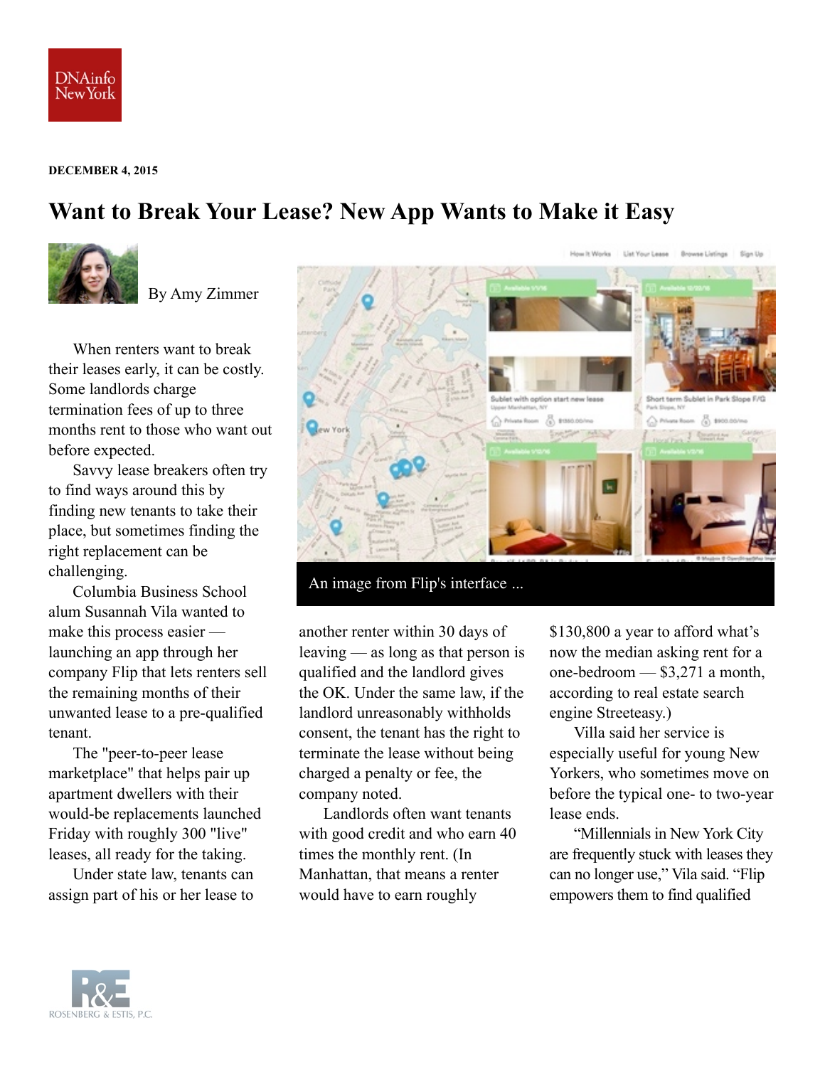DNAinfo New York

**DECEMBER 4, 2015**

# Want to Break Your Lease? New App Wants to Make it Easy

By Amy Zimmer

An image from Flip's interface ...

When renters want to break their leases early, it can be costly. Some landlords charge termination fees of up to three months rent to those who want out before expected.

Savvy lease breakers often try to find ways around this by finding new tenants to take their place, but sometimes finding the right replacement can be challenging.

Columbia Business School alum Susannah Vila wanted to make this process easier — launching an app through her company Flip that lets renters sell the remaining months of their unwanted lease to a pre-qualified tenant.

The "peer-to-peer lease marketplace" that helps pair up apartment dwellers with their would-be replacements launched Friday with roughly 300 "live" leases, all ready for the taking.

Under state law, tenants can assign part of his or her lease to another renter within 30 days of leaving — as long as that person is qualified and the landlord gives the OK. Under the same law, if the landlord unreasonably withholds consent, the tenant has the right to terminate the lease without being charged a penalty or fee, the company noted.

Landlords often want tenants with good credit and who earn 40 times the monthly rent. (In Manhattan, that means a renter would have to earn roughly $130,800 a year to afford what's now the median asking rent for a one-bedroom — $3,271 a month, according to real estate search engine Streeteasy.)

Villa said her service is especially useful for young New Yorkers, who sometimes move on before the typical one- to two-year lease ends.

"Millennials in New York City are frequently stuck with leases they can no longer use," Vila said. "Flip empowers them to find qualified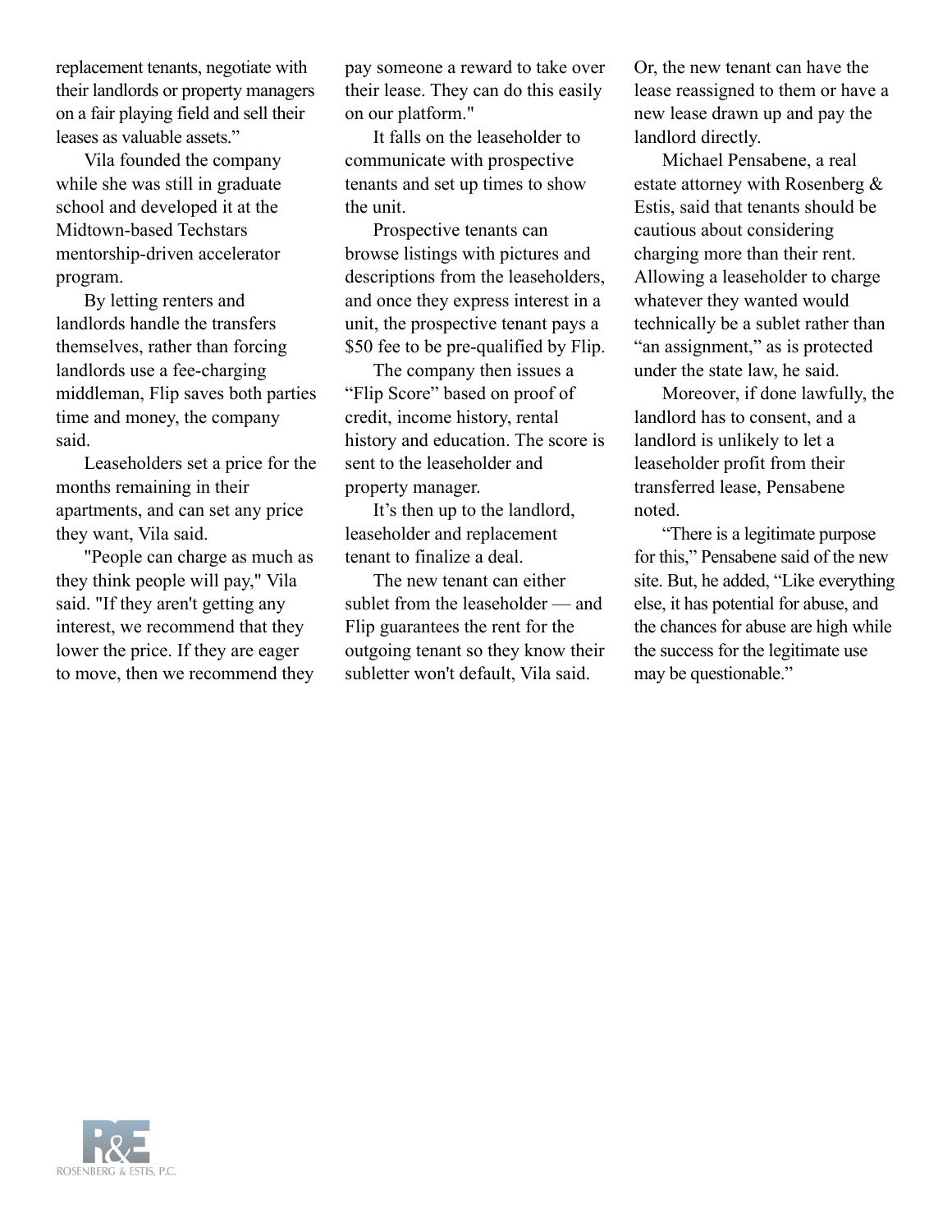replacement tenants, negotiate with their landlords or property managers on a fair playing field and sell their leases as valuable assets."

Vila founded the company while she was still in graduate school and developed it at the Midtown-based Techstars mentorship-driven accelerator program.

By letting renters and landlords handle the transfers themselves, rather than forcing landlords use a fee-charging middleman, Flip saves both parties time and money, the company said.

Leaseholders set a price for the months remaining in their apartments, and can set any price they want, Vila said.

"People can charge as much as they think people will pay," Vila said. "If they aren't getting any interest, we recommend that they lower the price. If they are eager to move, then we recommend they pay someone a reward to take over their lease. They can do this easily on our platform."

It falls on the leaseholder to communicate with prospective tenants and set up times to show the unit.

Prospective tenants can browse listings with pictures and descriptions from the leaseholders, and once they express interest in a unit, the prospective tenant pays a $50 fee to be pre-qualified by Flip.

The company then issues a "Flip Score" based on proof of credit, income history, rental history and education. The score is sent to the leaseholder and property manager.

It's then up to the landlord, leaseholder and replacement tenant to finalize a deal.

The new tenant can either sublet from the leaseholder — and Flip guarantees the rent for the outgoing tenant so they know their subletter won't default, Vila said. Or, the new tenant can have the lease reassigned to them or have a new lease drawn up and pay the landlord directly.

Michael Pensabene, a real estate attorney with Rosenberg & Estis, said that tenants should be cautious about considering charging more than their rent. Allowing a leaseholder to charge whatever they wanted would technically be a sublet rather than "an assignment," as is protected under the state law, he said.

Moreover, if done lawfully, the landlord has to consent, and a landlord is unlikely to let a leaseholder profit from their transferred lease, Pensabene noted.

"There is a legitimate purpose for this," Pensabene said of the new site. But, he added, "Like everything else, it has potential for abuse, and the chances for abuse are high while the success for the legitimate use may be questionable."